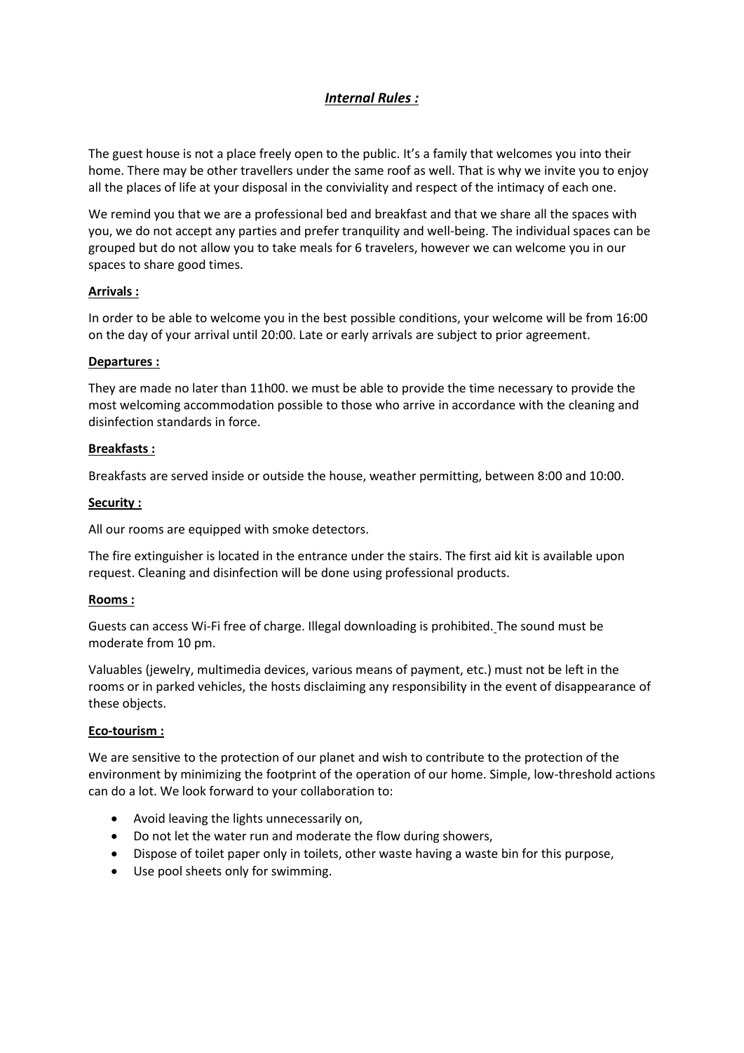# *Internal Rules :*

The guest house is not a place freely open to the public. It's a family that welcomes you into their home. There may be other travellers under the same roof as well. That is why we invite you to enjoy all the places of life at your disposal in the conviviality and respect of the intimacy of each one.

We remind you that we are a professional bed and breakfast and that we share all the spaces with you, we do not accept any parties and prefer tranquility and well-being. The individual spaces can be grouped but do not allow you to take meals for 6 travelers, however we can welcome you in our spaces to share good times.

## Arrivals :

In order to be able to welcome you in the best possible conditions, your welcome will be from 16:00 on the day of your arrival until 20:00. Late or early arrivals are subject to prior agreement.

## Departures :

They are made no later than 11h00. we must be able to provide the time necessary to provide the most welcoming accommodation possible to those who arrive in accordance with the cleaning and disinfection standards in force.

## Breakfasts :

Breakfasts are served inside or outside the house, weather permitting, between 8:00 and 10:00.

## Security :

All our rooms are equipped with smoke detectors.

The fire extinguisher is located in the entrance under the stairs. The first aid kit is available upon request. Cleaning and disinfection will be done using professional products.

## Rooms :

Guests can access Wi-Fi free of charge. Illegal downloading is prohibited. The sound must be moderate from 10 pm.

Valuables (jewelry, multimedia devices, various means of payment, etc.) must not be left in the rooms or in parked vehicles, the hosts disclaiming any responsibility in the event of disappearance of these objects.

## Eco-tourism :

We are sensitive to the protection of our planet and wish to contribute to the protection of the environment by minimizing the footprint of the operation of our home. Simple, low-threshold actions can do a lot. We look forward to your collaboration to:

- Avoid leaving the lights unnecessarily on,
- Do not let the water run and moderate the flow during showers,
- Dispose of toilet paper only in toilets, other waste having a waste bin for this purpose,
- Use pool sheets only for swimming.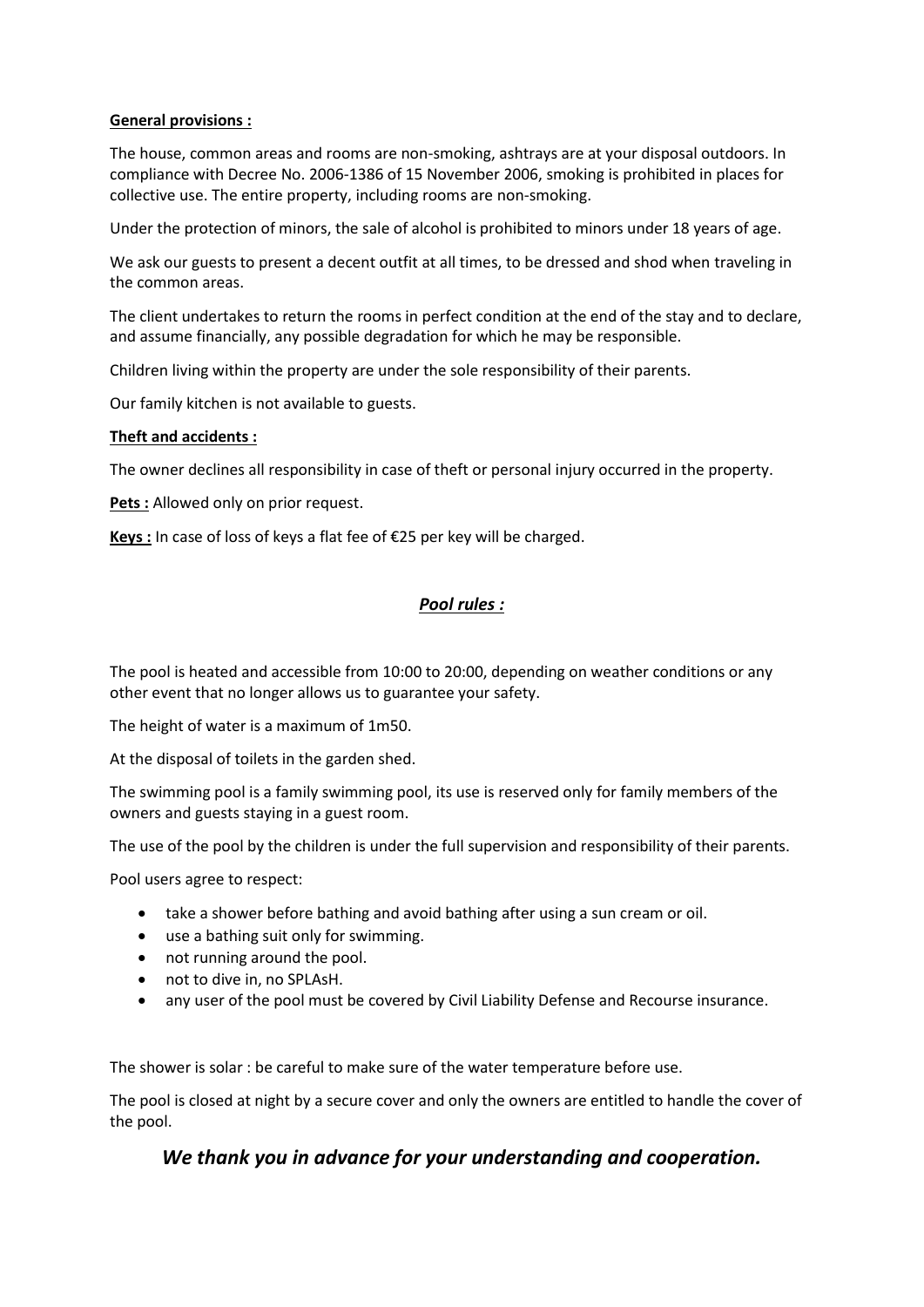**General provisions :**

The house, common areas and rooms are non-smoking, ashtrays are at your disposal outdoors. In compliance with Decree No. 2006-1386 of 15 November 2006, smoking is prohibited in places for collective use. The entire property, including rooms are non-smoking.

Under the protection of minors, the sale of alcohol is prohibited to minors under 18 years of age.

We ask our guests to present a decent outfit at all times, to be dressed and shod when traveling in the common areas.

The client undertakes to return the rooms in perfect condition at the end of the stay and to declare, and assume financially, any possible degradation for which he may be responsible.

Children living within the property are under the sole responsibility of their parents.

Our family kitchen is not available to guests.

**Theft and accidents :**

The owner declines all responsibility in case of theft or personal injury occurred in the property.

**Pets :** Allowed only on prior request.

**Keys :** In case of loss of keys a flat fee of €25 per key will be charged.

## *Pool rules :*

The pool is heated and accessible from 10:00 to 20:00, depending on weather conditions or any other event that no longer allows us to guarantee your safety.

The height of water is a maximum of 1m50.

At the disposal of toilets in the garden shed.

The swimming pool is a family swimming pool, its use is reserved only for family members of the owners and guests staying in a guest room.

The use of the pool by the children is under the full supervision and responsibility of their parents.

Pool users agree to respect:

- take a shower before bathing and avoid bathing after using a sun cream or oil.
- use a bathing suit only for swimming.
- not running around the pool.
- not to dive in, no SPLAsH.
- any user of the pool must be covered by Civil Liability Defense and Recourse insurance.

The shower is solar : be careful to make sure of the water temperature before use.

The pool is closed at night by a secure cover and only the owners are entitled to handle the cover of the pool.

***We thank you in advance for your understanding and cooperation.***